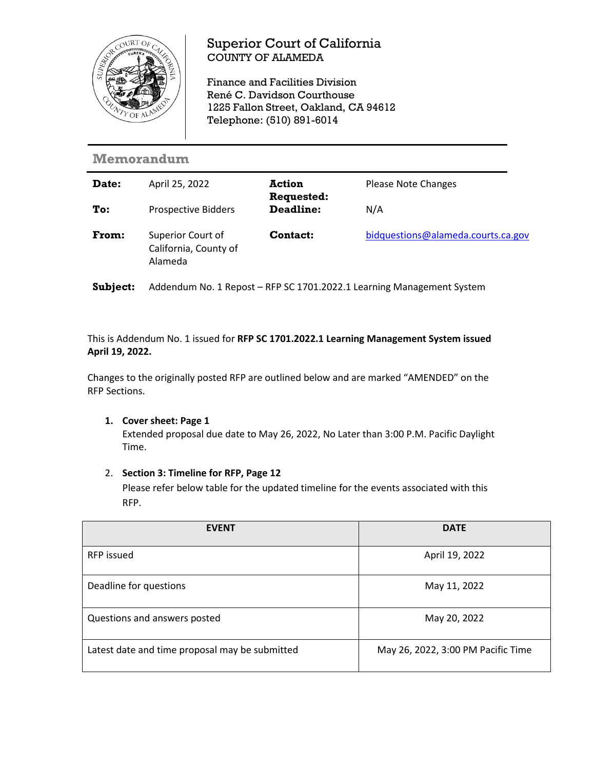# Superior Court of California
COUNTY OF ALAMEDA

Finance and Facilities Division
René C. Davidson Courthouse
1225 Fallon Street, Oakland, CA 94612
Telephone: (510) 891-6014

## Memorandum

| | | | |
|---|---|---|---|
| **Date:** | April 25, 2022 | **Action Requested:** | Please Note Changes |
| **To:** | Prospective Bidders | **Deadline:** | N/A |
| **From:** | Superior Court of California, County of Alameda | **Contact:** | bidquestions@alameda.courts.ca.gov |

**Subject:** Addendum No. 1 Repost – RFP SC 1701.2022.1 Learning Management System

This is Addendum No. 1 issued for **RFP SC 1701.2022.1 Learning Management System issued April 19, 2022.**

Changes to the originally posted RFP are outlined below and are marked "AMENDED" on the RFP Sections.

1. **Cover sheet: Page 1**
   Extended proposal due date to May 26, 2022, No Later than 3:00 P.M. Pacific Daylight Time.

2. **Section 3: Timeline for RFP, Page 12**
   Please refer below table for the updated timeline for the events associated with this RFP.

| EVENT | DATE |
|---|---|
| RFP issued | April 19, 2022 |
| Deadline for questions | May 11, 2022 |
| Questions and answers posted | May 20, 2022 |
| Latest date and time proposal may be submitted | May 26, 2022, 3:00 PM Pacific Time |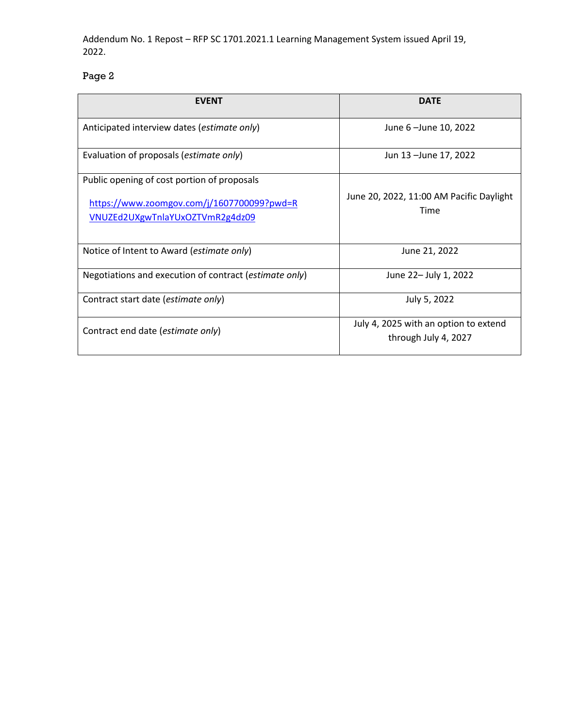Addendum No. 1 Repost – RFP SC 1701.2021.1 Learning Management System issued April 19, 2022.

| EVENT | DATE |
| --- | --- |
| Anticipated interview dates (*estimate only*) | June 6 –June 10, 2022 |
| Evaluation of proposals (*estimate only*) | Jun 13 –June 17, 2022 |
| Public opening of cost portion of proposals https://www.zoomgov.com/j/1607700099?pwd=RVNUZEd2UXgwTnlaYUxOZTVmR2g4dz09 | June 20, 2022, 11:00 AM Pacific Daylight Time |
| Notice of Intent to Award (*estimate only*) | June 21, 2022 |
| Negotiations and execution of contract (*estimate only*) | June 22– July 1, 2022 |
| Contract start date (*estimate only*) | July 5, 2022 |
| Contract end date (*estimate only*) | July 4, 2025 with an option to extend through July 4, 2027 |